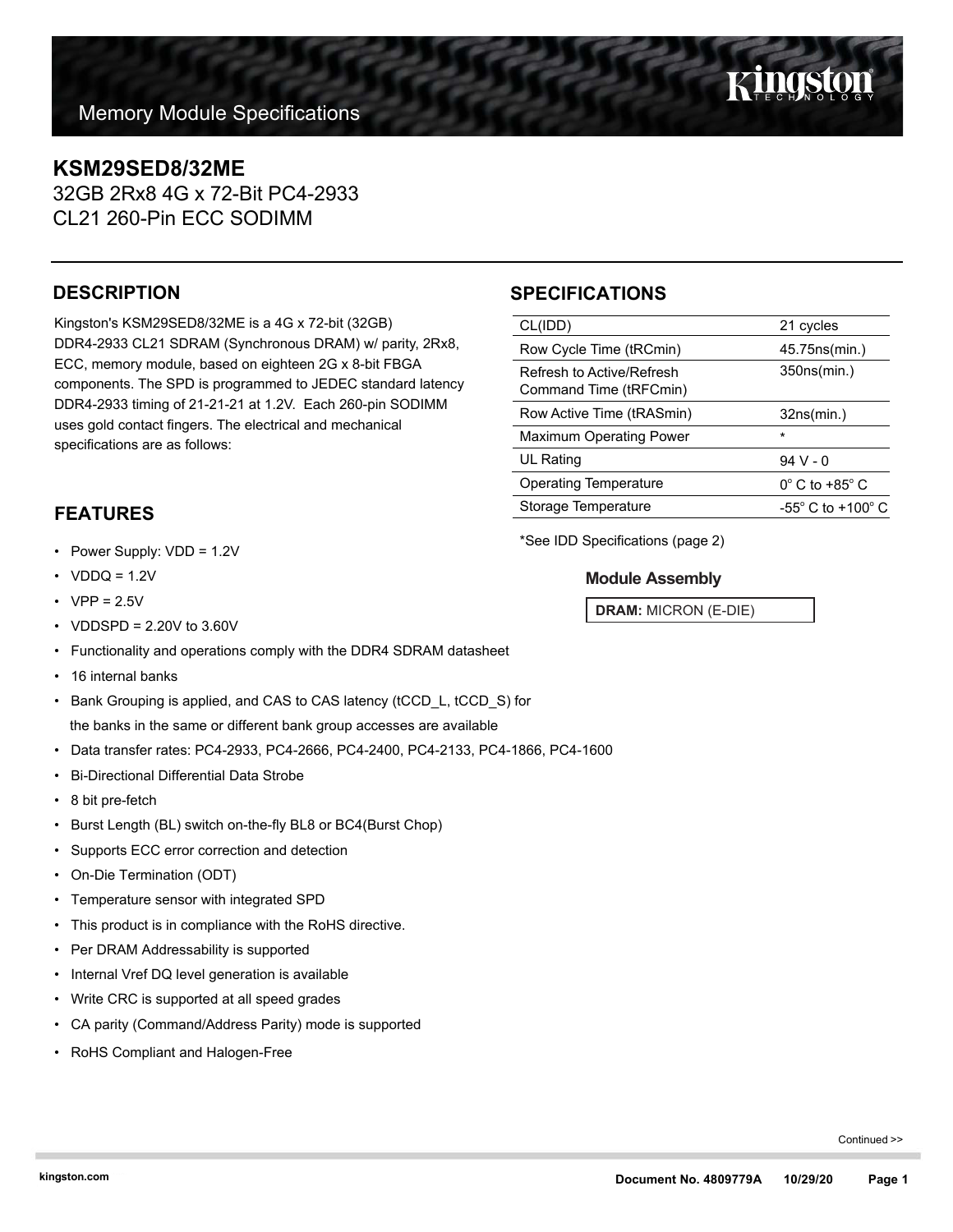Memory Module Specifications

# KSM29SED8/32ME

32GB 2Rx8 4G x 72-Bit PC4-2933
CL21 260-Pin ECC SODIMM

## DESCRIPTION

Kingston's KSM29SED8/32ME is a 4G x 72-bit (32GB) DDR4-2933 CL21 SDRAM (Synchronous DRAM) w/ parity, 2Rx8, ECC, memory module, based on eighteen 2G x 8-bit FBGA components. The SPD is programmed to JEDEC standard latency DDR4-2933 timing of 21-21-21 at 1.2V. Each 260-pin SODIMM uses gold contact fingers. The electrical and mechanical specifications are as follows:

## SPECIFICATIONS

| | |
|---|---|
| CL(IDD) | 21 cycles |
| Row Cycle Time (tRCmin) | 45.75ns(min.) |
| Refresh to Active/Refresh Command Time (tRFCmin) | 350ns(min.) |
| Row Active Time (tRASmin) | 32ns(min.) |
| Maximum Operating Power | * |
| UL Rating | 94 V - 0 |
| Operating Temperature | 0° C to +85° C |
| Storage Temperature | -55° C to +100° C |

*See IDD Specifications (page 2)

### Module Assembly

**DRAM:** MICRON (E-DIE)

## FEATURES

- Power Supply: VDD = 1.2V
- VDDQ = 1.2V
- VPP = 2.5V
- VDDSPD = 2.20V to 3.60V
- Functionality and operations comply with the DDR4 SDRAM datasheet
- 16 internal banks
- Bank Grouping is applied, and CAS to CAS latency (tCCD_L, tCCD_S) for the banks in the same or different bank group accesses are available
- Data transfer rates: PC4-2933, PC4-2666, PC4-2400, PC4-2133, PC4-1866, PC4-1600
- Bi-Directional Differential Data Strobe
- 8 bit pre-fetch
- Burst Length (BL) switch on-the-fly BL8 or BC4(Burst Chop)
- Supports ECC error correction and detection
- On-Die Termination (ODT)
- Temperature sensor with integrated SPD
- This product is in compliance with the RoHS directive.
- Per DRAM Addressability is supported
- Internal Vref DQ level generation is available
- Write CRC is supported at all speed grades
- CA parity (Command/Address Parity) mode is supported
- RoHS Compliant and Halogen-Free

Continued >>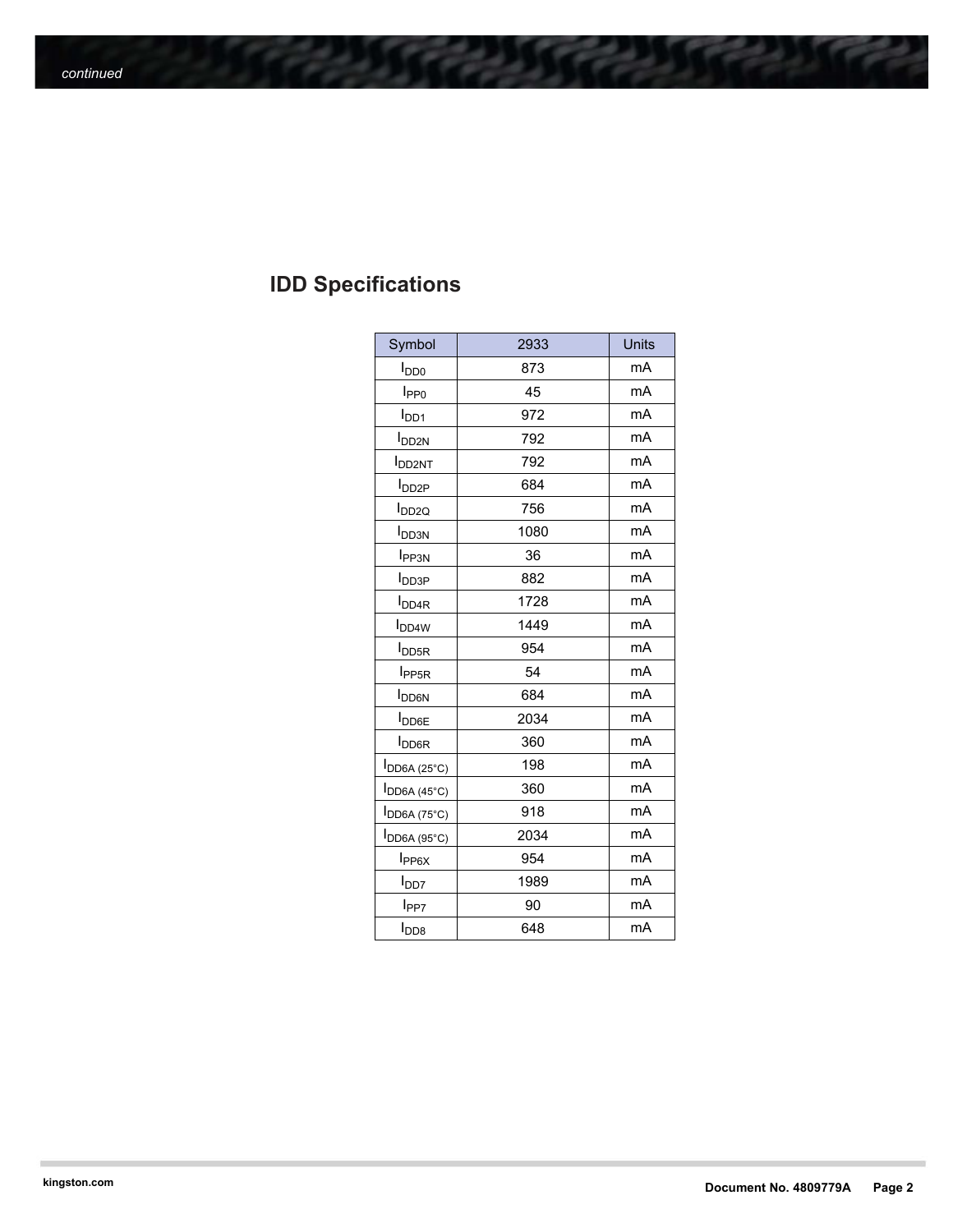## IDD Specifications

| Symbol | 2933 | Units |
|---|---|---|
| $I_{DD0}$ | 873 | mA |
| $I_{PP0}$ | 45 | mA |
| $I_{DD1}$ | 972 | mA |
| $I_{DD2N}$ | 792 | mA |
| $I_{DD2NT}$ | 792 | mA |
| $I_{DD2P}$ | 684 | mA |
| $I_{DD2Q}$ | 756 | mA |
| $I_{DD3N}$ | 1080 | mA |
| $I_{PP3N}$ | 36 | mA |
| $I_{DD3P}$ | 882 | mA |
| $I_{DD4R}$ | 1728 | mA |
| $I_{DD4W}$ | 1449 | mA |
| $I_{DD5R}$ | 954 | mA |
| $I_{PP5R}$ | 54 | mA |
| $I_{DD6N}$ | 684 | mA |
| $I_{DD6E}$ | 2034 | mA |
| $I_{DD6R}$ | 360 | mA |
| $I_{DD6A\ (25°C)}$ | 198 | mA |
| $I_{DD6A\ (45°C)}$ | 360 | mA |
| $I_{DD6A\ (75°C)}$ | 918 | mA |
| $I_{DD6A\ (95°C)}$ | 2034 | mA |
| $I_{PP6X}$ | 954 | mA |
| $I_{DD7}$ | 1989 | mA |
| $I_{PP7}$ | 90 | mA |
| $I_{DD8}$ | 648 | mA |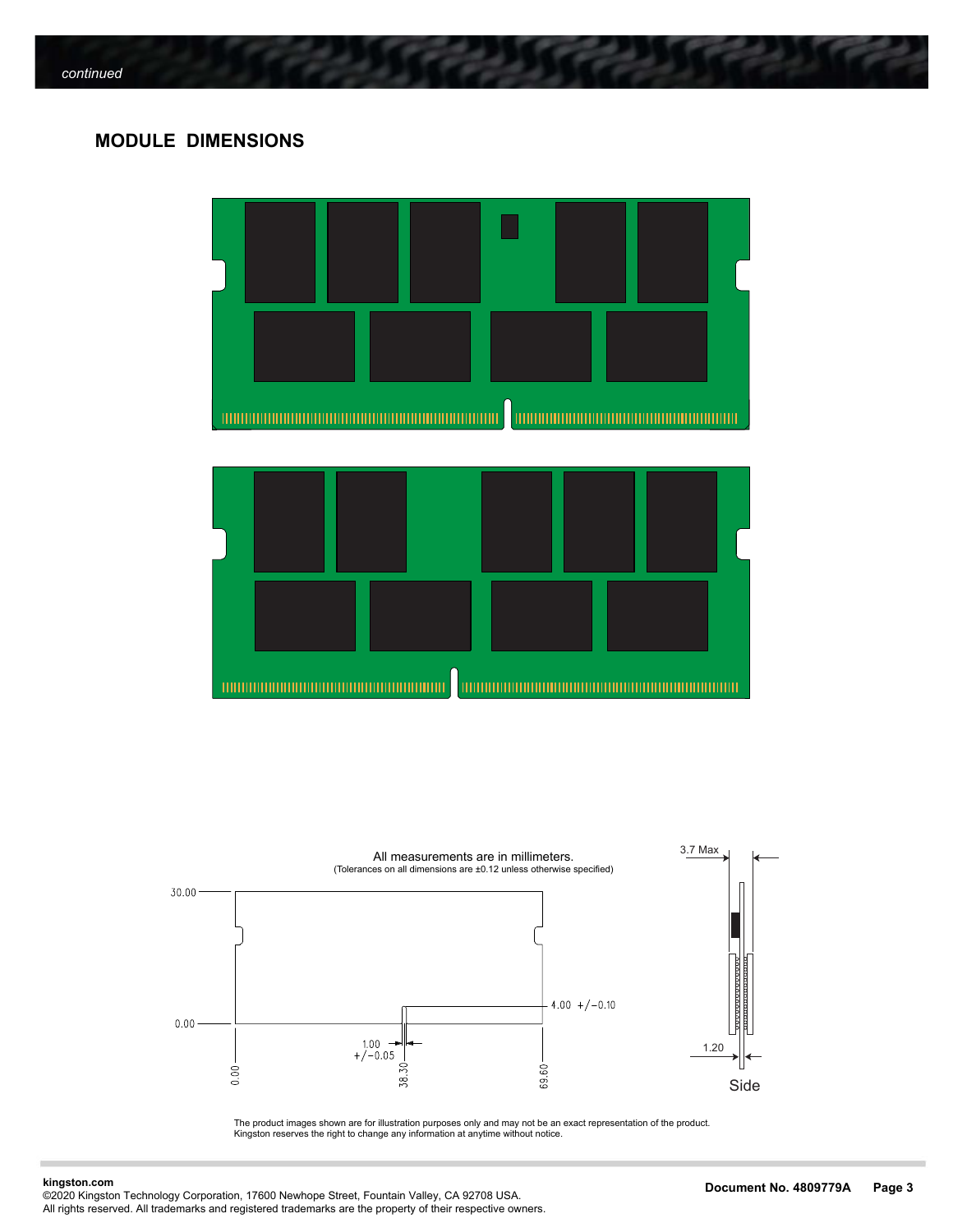*continued*

## MODULE DIMENSIONS

All measurements are in millimeters.
(Tolerances on all dimensions are ±0.12 unless otherwise specified)

30.00
0.00
4.00 +/−0.10
1.00 +/−0.05
0.00
38.30
69.60
3.7 Max
1.20
Side

The product images shown are for illustration purposes only and may not be an exact representation of the product.
Kingston reserves the right to change any information at anytime without notice.

**kingston.com**
©2020 Kingston Technology Corporation, 17600 Newhope Street, Fountain Valley, CA 92708 USA.
All rights reserved. All trademarks and registered trademarks are the property of their respective owners.

**Document No. 4809779A**